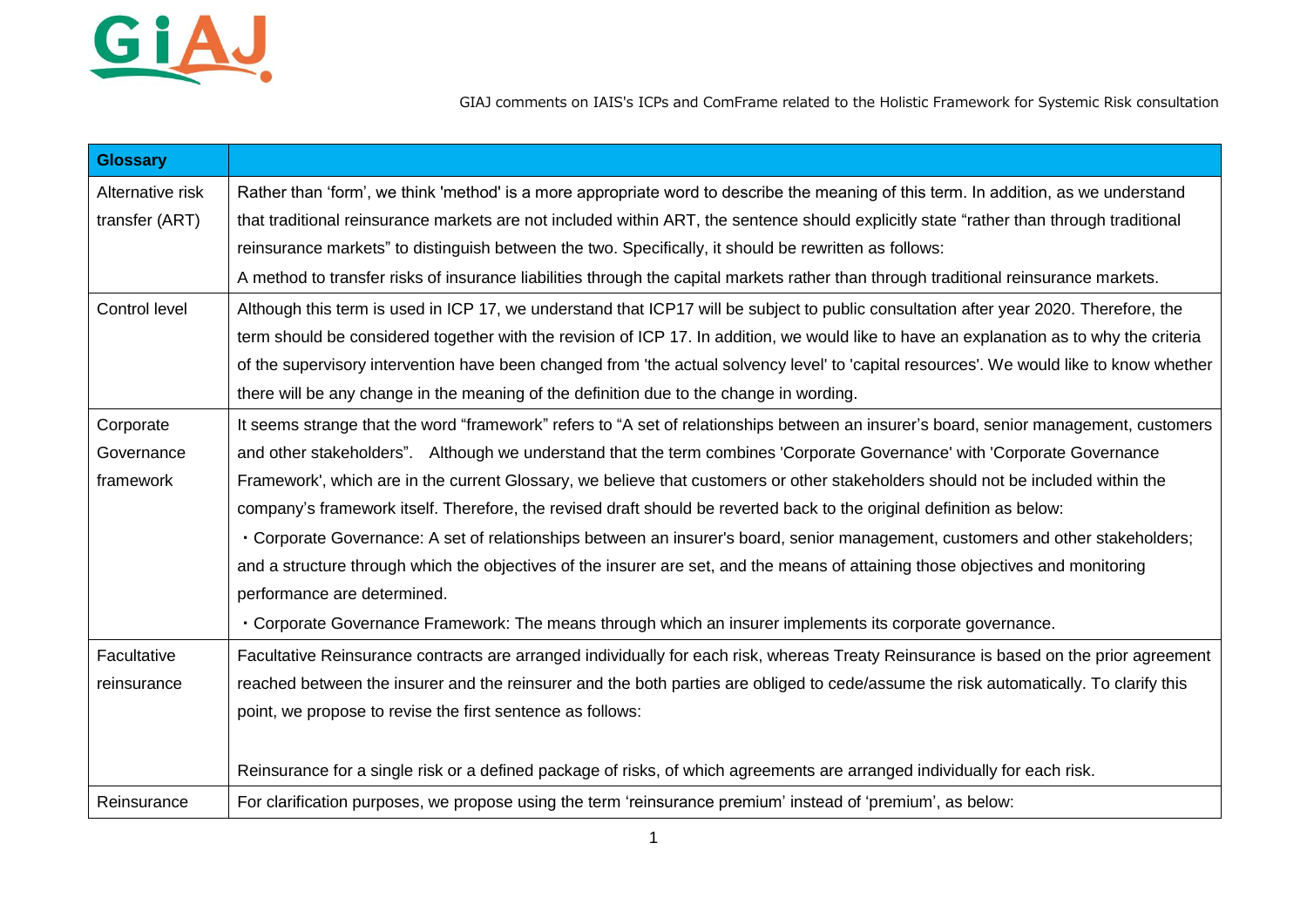GIAJ comments on IAIS's ICPs and ComFrame related to the Holistic Framework for Systemic Risk consultation

| Glossary | |
|---|---|
| Alternative risk transfer (ART) | Rather than 'form', we think 'method' is a more appropriate word to describe the meaning of this term. In addition, as we understand that traditional reinsurance markets are not included within ART, the sentence should explicitly state "rather than through traditional reinsurance markets" to distinguish between the two. Specifically, it should be rewritten as follows:<br>A method to transfer risks of insurance liabilities through the capital markets rather than through traditional reinsurance markets. |
| Control level | Although this term is used in ICP 17, we understand that ICP17 will be subject to public consultation after year 2020. Therefore, the term should be considered together with the revision of ICP 17. In addition, we would like to have an explanation as to why the criteria of the supervisory intervention have been changed from 'the actual solvency level' to 'capital resources'. We would like to know whether there will be any change in the meaning of the definition due to the change in wording. |
| Corporate Governance framework | It seems strange that the word "framework" refers to "A set of relationships between an insurer's board, senior management, customers and other stakeholders". Although we understand that the term combines 'Corporate Governance' with 'Corporate Governance Framework', which are in the current Glossary, we believe that customers or other stakeholders should not be included within the company's framework itself. Therefore, the revised draft should be reverted back to the original definition as below:<br>・Corporate Governance: A set of relationships between an insurer's board, senior management, customers and other stakeholders; and a structure through which the objectives of the insurer are set, and the means of attaining those objectives and monitoring performance are determined.<br>・Corporate Governance Framework: The means through which an insurer implements its corporate governance. |
| Facultative reinsurance | Facultative Reinsurance contracts are arranged individually for each risk, whereas Treaty Reinsurance is based on the prior agreement reached between the insurer and the reinsurer and the both parties are obliged to cede/assume the risk automatically. To clarify this point, we propose to revise the first sentence as follows:<br><br>Reinsurance for a single risk or a defined package of risks, of which agreements are arranged individually for each risk. |
| Reinsurance | For clarification purposes, we propose using the term 'reinsurance premium' instead of 'premium', as below: |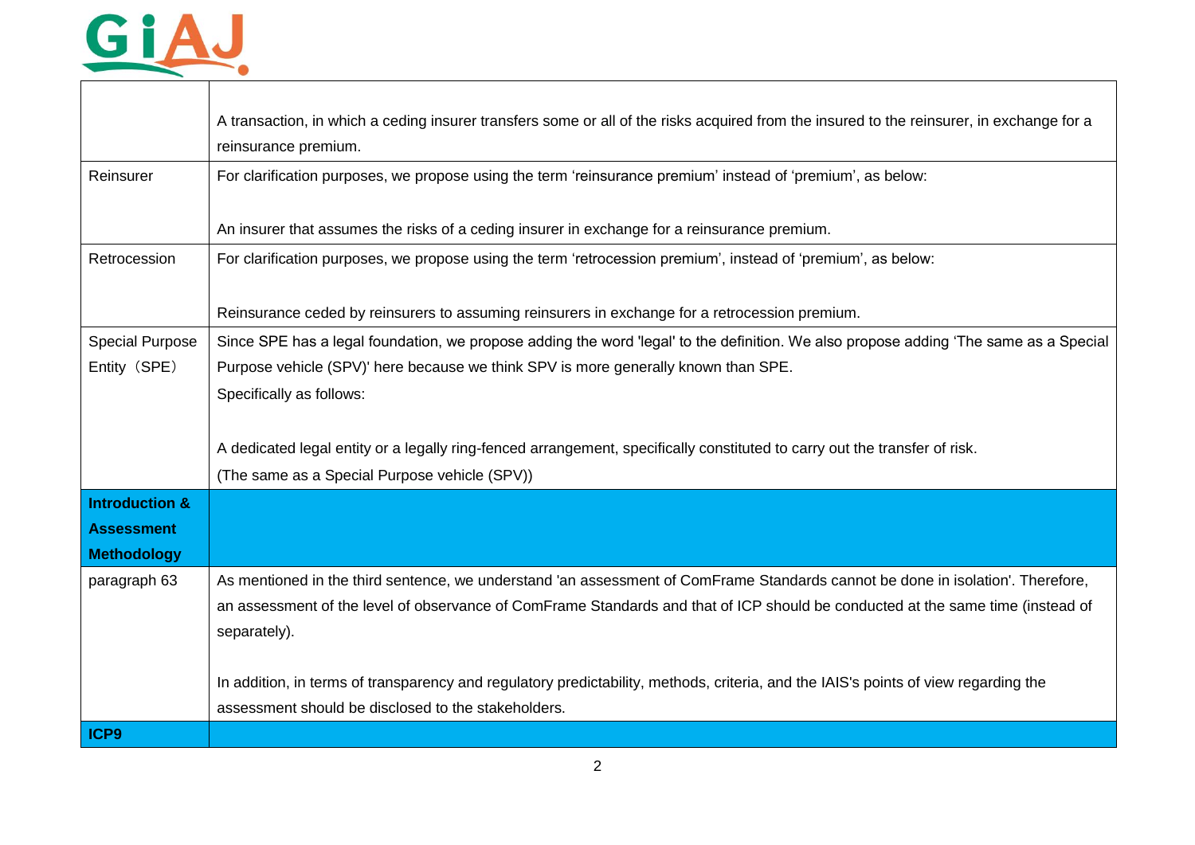| | |
|---|---|
| | A transaction, in which a ceding insurer transfers some or all of the risks acquired from the insured to the reinsurer, in exchange for a reinsurance premium. |
| Reinsurer | For clarification purposes, we propose using the term ‘reinsurance premium’ instead of ‘premium’, as below:<br><br>An insurer that assumes the risks of a ceding insurer in exchange for a reinsurance premium. |
| Retrocession | For clarification purposes, we propose using the term ‘retrocession premium’, instead of ‘premium’, as below:<br><br>Reinsurance ceded by reinsurers to assuming reinsurers in exchange for a retrocession premium. |
| Special Purpose Entity（SPE） | Since SPE has a legal foundation, we propose adding the word 'legal' to the definition. We also propose adding ‘The same as a Special Purpose vehicle (SPV)' here because we think SPV is more generally known than SPE.<br>Specifically as follows:<br><br>A dedicated legal entity or a legally ring-fenced arrangement, specifically constituted to carry out the transfer of risk.<br>(The same as a Special Purpose vehicle (SPV)) |
| **Introduction & Assessment Methodology** | |
| paragraph 63 | As mentioned in the third sentence, we understand 'an assessment of ComFrame Standards cannot be done in isolation'. Therefore, an assessment of the level of observance of ComFrame Standards and that of ICP should be conducted at the same time (instead of separately).<br><br>In addition, in terms of transparency and regulatory predictability, methods, criteria, and the IAIS's points of view regarding the assessment should be disclosed to the stakeholders. |
| **ICP9** | |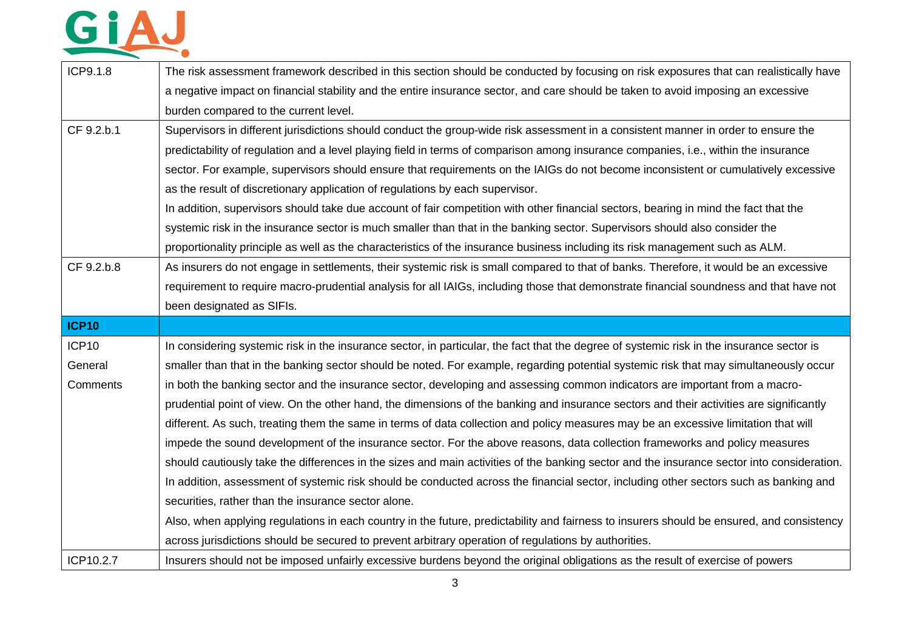| | |
|---|---|
| ICP9.1.8 | The risk assessment framework described in this section should be conducted by focusing on risk exposures that can realistically have a negative impact on financial stability and the entire insurance sector, and care should be taken to avoid imposing an excessive burden compared to the current level. |
| CF 9.2.b.1 | Supervisors in different jurisdictions should conduct the group-wide risk assessment in a consistent manner in order to ensure the predictability of regulation and a level playing field in terms of comparison among insurance companies, i.e., within the insurance sector. For example, supervisors should ensure that requirements on the IAIGs do not become inconsistent or cumulatively excessive as the result of discretionary application of regulations by each supervisor.<br>In addition, supervisors should take due account of fair competition with other financial sectors, bearing in mind the fact that the systemic risk in the insurance sector is much smaller than that in the banking sector. Supervisors should also consider the proportionality principle as well as the characteristics of the insurance business including its risk management such as ALM. |
| CF 9.2.b.8 | As insurers do not engage in settlements, their systemic risk is small compared to that of banks. Therefore, it would be an excessive requirement to require macro-prudential analysis for all IAIGs, including those that demonstrate financial soundness and that have not been designated as SIFIs. |
| **ICP10** | |
| ICP10 General Comments | In considering systemic risk in the insurance sector, in particular, the fact that the degree of systemic risk in the insurance sector is smaller than that in the banking sector should be noted. For example, regarding potential systemic risk that may simultaneously occur in both the banking sector and the insurance sector, developing and assessing common indicators are important from a macro-prudential point of view. On the other hand, the dimensions of the banking and insurance sectors and their activities are significantly different. As such, treating them the same in terms of data collection and policy measures may be an excessive limitation that will impede the sound development of the insurance sector. For the above reasons, data collection frameworks and policy measures should cautiously take the differences in the sizes and main activities of the banking sector and the insurance sector into consideration.<br>In addition, assessment of systemic risk should be conducted across the financial sector, including other sectors such as banking and securities, rather than the insurance sector alone.<br>Also, when applying regulations in each country in the future, predictability and fairness to insurers should be ensured, and consistency across jurisdictions should be secured to prevent arbitrary operation of regulations by authorities. |
| ICP10.2.7 | Insurers should not be imposed unfairly excessive burdens beyond the original obligations as the result of exercise of powers |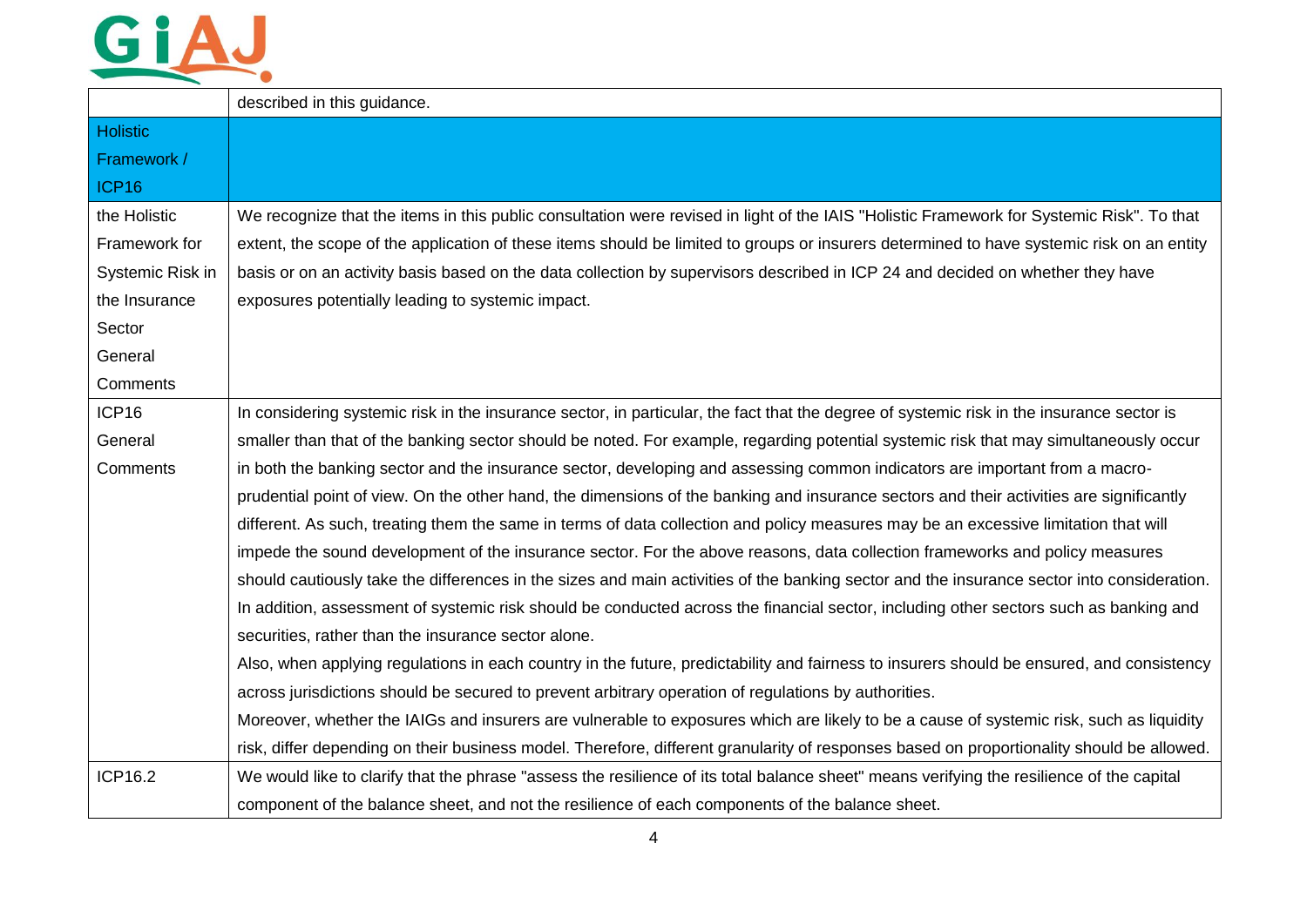| | |
|---|---|
| | described in this guidance. |
| Holistic Framework / ICP16 | |
| the Holistic Framework for Systemic Risk in the Insurance Sector General Comments | We recognize that the items in this public consultation were revised in light of the IAIS "Holistic Framework for Systemic Risk". To that extent, the scope of the application of these items should be limited to groups or insurers determined to have systemic risk on an entity basis or on an activity basis based on the data collection by supervisors described in ICP 24 and decided on whether they have exposures potentially leading to systemic impact. |
| ICP16 General Comments | In considering systemic risk in the insurance sector, in particular, the fact that the degree of systemic risk in the insurance sector is smaller than that of the banking sector should be noted. For example, regarding potential systemic risk that may simultaneously occur in both the banking sector and the insurance sector, developing and assessing common indicators are important from a macro-prudential point of view. On the other hand, the dimensions of the banking and insurance sectors and their activities are significantly different. As such, treating them the same in terms of data collection and policy measures may be an excessive limitation that will impede the sound development of the insurance sector. For the above reasons, data collection frameworks and policy measures should cautiously take the differences in the sizes and main activities of the banking sector and the insurance sector into consideration. In addition, assessment of systemic risk should be conducted across the financial sector, including other sectors such as banking and securities, rather than the insurance sector alone.<br>Also, when applying regulations in each country in the future, predictability and fairness to insurers should be ensured, and consistency across jurisdictions should be secured to prevent arbitrary operation of regulations by authorities.<br>Moreover, whether the IAIGs and insurers are vulnerable to exposures which are likely to be a cause of systemic risk, such as liquidity risk, differ depending on their business model. Therefore, different granularity of responses based on proportionality should be allowed. |
| ICP16.2 | We would like to clarify that the phrase "assess the resilience of its total balance sheet" means verifying the resilience of the capital component of the balance sheet, and not the resilience of each components of the balance sheet. |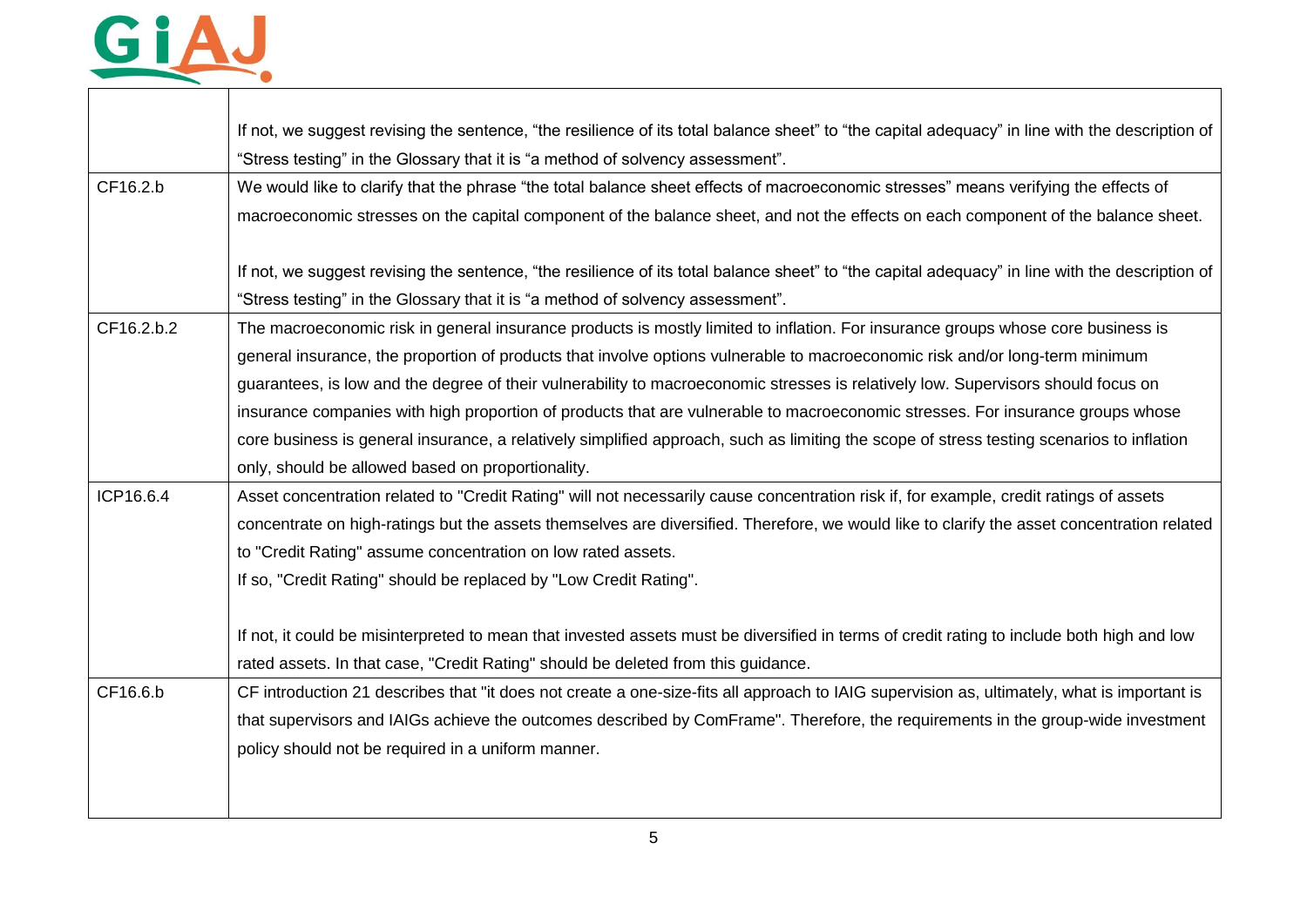| | |
|---|---|
| | If not, we suggest revising the sentence, “the resilience of its total balance sheet” to “the capital adequacy” in line with the description of “Stress testing” in the Glossary that it is “a method of solvency assessment”. |
| CF16.2.b | We would like to clarify that the phrase “the total balance sheet effects of macroeconomic stresses” means verifying the effects of macroeconomic stresses on the capital component of the balance sheet, and not the effects on each component of the balance sheet.<br><br>If not, we suggest revising the sentence, “the resilience of its total balance sheet” to “the capital adequacy” in line with the description of “Stress testing” in the Glossary that it is “a method of solvency assessment”. |
| CF16.2.b.2 | The macroeconomic risk in general insurance products is mostly limited to inflation. For insurance groups whose core business is general insurance, the proportion of products that involve options vulnerable to macroeconomic risk and/or long-term minimum guarantees, is low and the degree of their vulnerability to macroeconomic stresses is relatively low. Supervisors should focus on insurance companies with high proportion of products that are vulnerable to macroeconomic stresses. For insurance groups whose core business is general insurance, a relatively simplified approach, such as limiting the scope of stress testing scenarios to inflation only, should be allowed based on proportionality. |
| ICP16.6.4 | Asset concentration related to "Credit Rating" will not necessarily cause concentration risk if, for example, credit ratings of assets concentrate on high-ratings but the assets themselves are diversified. Therefore, we would like to clarify the asset concentration related to "Credit Rating" assume concentration on low rated assets.<br>If so, "Credit Rating" should be replaced by "Low Credit Rating".<br><br>If not, it could be misinterpreted to mean that invested assets must be diversified in terms of credit rating to include both high and low rated assets. In that case, "Credit Rating" should be deleted from this guidance. |
| CF16.6.b | CF introduction 21 describes that "it does not create a one-size-fits all approach to IAIG supervision as, ultimately, what is important is that supervisors and IAIGs achieve the outcomes described by ComFrame". Therefore, the requirements in the group-wide investment policy should not be required in a uniform manner. |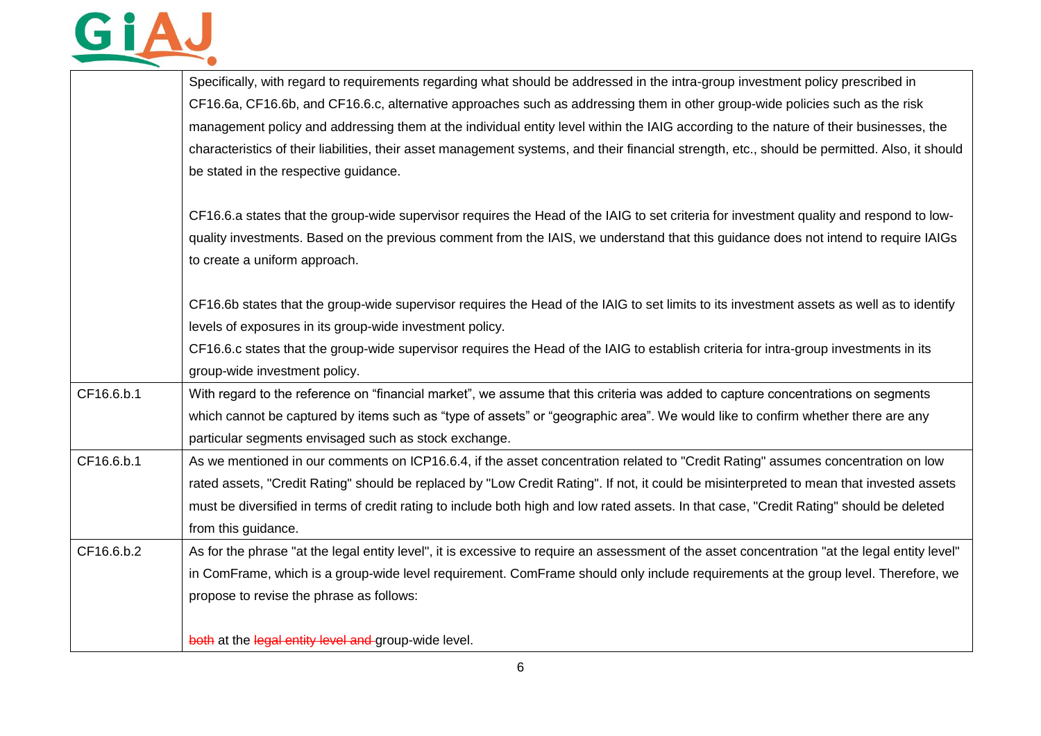| | |
|---|---|
| | Specifically, with regard to requirements regarding what should be addressed in the intra-group investment policy prescribed in CF16.6a, CF16.6b, and CF16.6.c, alternative approaches such as addressing them in other group-wide policies such as the risk management policy and addressing them at the individual entity level within the IAIG according to the nature of their businesses, the characteristics of their liabilities, their asset management systems, and their financial strength, etc., should be permitted. Also, it should be stated in the respective guidance.<br><br>CF16.6.a states that the group-wide supervisor requires the Head of the IAIG to set criteria for investment quality and respond to low-quality investments. Based on the previous comment from the IAIS, we understand that this guidance does not intend to require IAIGs to create a uniform approach.<br><br>CF16.6b states that the group-wide supervisor requires the Head of the IAIG to set limits to its investment assets as well as to identify levels of exposures in its group-wide investment policy.<br>CF16.6.c states that the group-wide supervisor requires the Head of the IAIG to establish criteria for intra-group investments in its group-wide investment policy. |
| CF16.6.b.1 | With regard to the reference on "financial market", we assume that this criteria was added to capture concentrations on segments which cannot be captured by items such as "type of assets" or "geographic area". We would like to confirm whether there are any particular segments envisaged such as stock exchange. |
| CF16.6.b.1 | As we mentioned in our comments on ICP16.6.4, if the asset concentration related to "Credit Rating" assumes concentration on low rated assets, "Credit Rating" should be replaced by "Low Credit Rating". If not, it could be misinterpreted to mean that invested assets must be diversified in terms of credit rating to include both high and low rated assets. In that case, "Credit Rating" should be deleted from this guidance. |
| CF16.6.b.2 | As for the phrase "at the legal entity level", it is excessive to require an assessment of the asset concentration "at the legal entity level" in ComFrame, which is a group-wide level requirement. ComFrame should only include requirements at the group level. Therefore, we propose to revise the phrase as follows:<br><br>~~both~~ at the ~~legal entity level and~~ group-wide level. |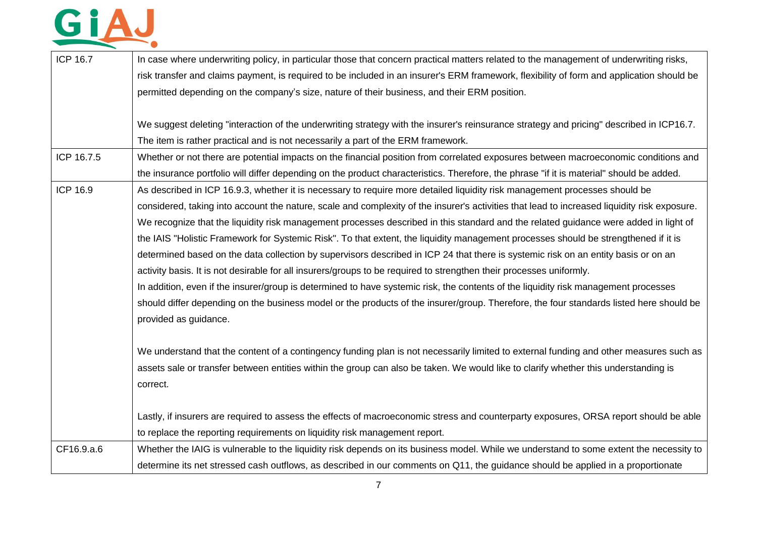| | |
|---|---|
| ICP 16.7 | In case where underwriting policy, in particular those that concern practical matters related to the management of underwriting risks, risk transfer and claims payment, is required to be included in an insurer's ERM framework, flexibility of form and application should be permitted depending on the company's size, nature of their business, and their ERM position.<br><br>We suggest deleting "interaction of the underwriting strategy with the insurer's reinsurance strategy and pricing" described in ICP16.7. The item is rather practical and is not necessarily a part of the ERM framework. |
| ICP 16.7.5 | Whether or not there are potential impacts on the financial position from correlated exposures between macroeconomic conditions and the insurance portfolio will differ depending on the product characteristics. Therefore, the phrase "if it is material" should be added. |
| ICP 16.9 | As described in ICP 16.9.3, whether it is necessary to require more detailed liquidity risk management processes should be considered, taking into account the nature, scale and complexity of the insurer's activities that lead to increased liquidity risk exposure. We recognize that the liquidity risk management processes described in this standard and the related guidance were added in light of the IAIS "Holistic Framework for Systemic Risk". To that extent, the liquidity management processes should be strengthened if it is determined based on the data collection by supervisors described in ICP 24 that there is systemic risk on an entity basis or on an activity basis. It is not desirable for all insurers/groups to be required to strengthen their processes uniformly.<br>In addition, even if the insurer/group is determined to have systemic risk, the contents of the liquidity risk management processes should differ depending on the business model or the products of the insurer/group. Therefore, the four standards listed here should be provided as guidance.<br><br>We understand that the content of a contingency funding plan is not necessarily limited to external funding and other measures such as assets sale or transfer between entities within the group can also be taken. We would like to clarify whether this understanding is correct.<br><br>Lastly, if insurers are required to assess the effects of macroeconomic stress and counterparty exposures, ORSA report should be able to replace the reporting requirements on liquidity risk management report. |
| CF16.9.a.6 | Whether the IAIG is vulnerable to the liquidity risk depends on its business model. While we understand to some extent the necessity to determine its net stressed cash outflows, as described in our comments on Q11, the guidance should be applied in a proportionate |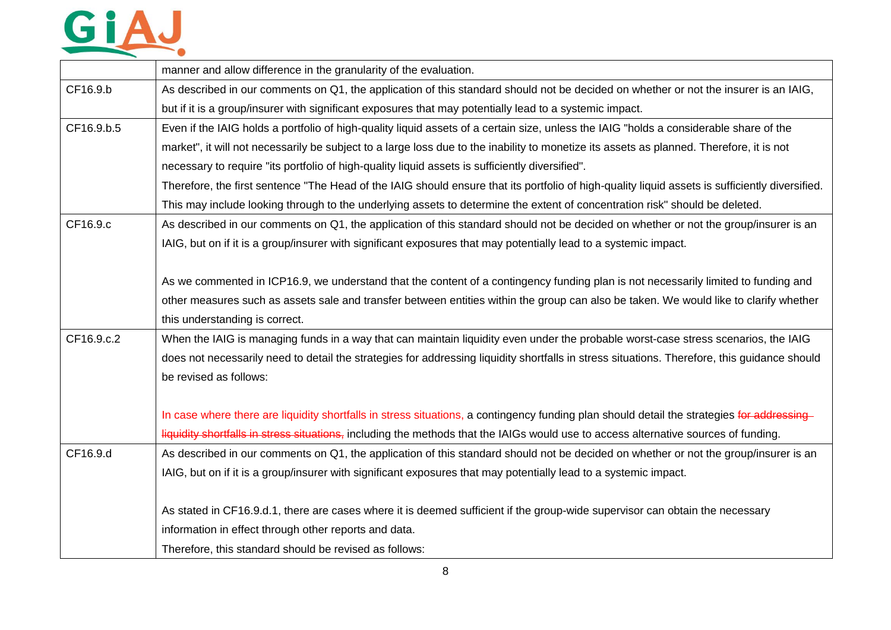| | |
|---|---|
| | manner and allow difference in the granularity of the evaluation. |
| CF16.9.b | As described in our comments on Q1, the application of this standard should not be decided on whether or not the insurer is an IAIG, but if it is a group/insurer with significant exposures that may potentially lead to a systemic impact. |
| CF16.9.b.5 | Even if the IAIG holds a portfolio of high-quality liquid assets of a certain size, unless the IAIG "holds a considerable share of the market", it will not necessarily be subject to a large loss due to the inability to monetize its assets as planned. Therefore, it is not necessary to require "its portfolio of high-quality liquid assets is sufficiently diversified".<br>Therefore, the first sentence "The Head of the IAIG should ensure that its portfolio of high-quality liquid assets is sufficiently diversified. This may include looking through to the underlying assets to determine the extent of concentration risk" should be deleted. |
| CF16.9.c | As described in our comments on Q1, the application of this standard should not be decided on whether or not the group/insurer is an IAIG, but on if it is a group/insurer with significant exposures that may potentially lead to a systemic impact.<br><br>As we commented in ICP16.9, we understand that the content of a contingency funding plan is not necessarily limited to funding and other measures such as assets sale and transfer between entities within the group can also be taken. We would like to clarify whether this understanding is correct. |
| CF16.9.c.2 | When the IAIG is managing funds in a way that can maintain liquidity even under the probable worst-case stress scenarios, the IAIG does not necessarily need to detail the strategies for addressing liquidity shortfalls in stress situations. Therefore, this guidance should be revised as follows:<br><br>In case where there are liquidity shortfalls in stress situations, a contingency funding plan should detail the strategies ~~for addressing liquidity shortfalls in stress situations,~~ including the methods that the IAIGs would use to access alternative sources of funding. |
| CF16.9.d | As described in our comments on Q1, the application of this standard should not be decided on whether or not the group/insurer is an IAIG, but on if it is a group/insurer with significant exposures that may potentially lead to a systemic impact.<br><br>As stated in CF16.9.d.1, there are cases where it is deemed sufficient if the group-wide supervisor can obtain the necessary information in effect through other reports and data.<br>Therefore, this standard should be revised as follows: |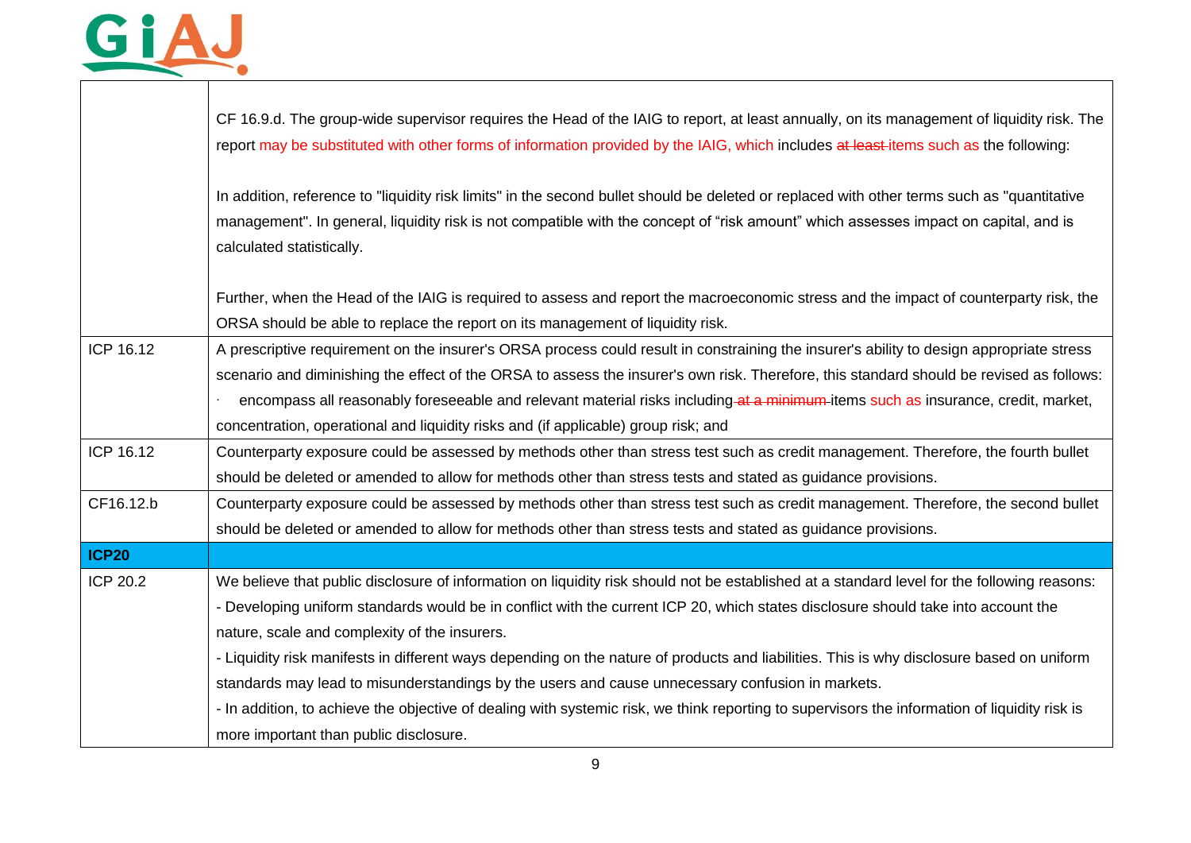| | |
|---|---|
| | CF 16.9.d. The group-wide supervisor requires the Head of the IAIG to report, at least annually, on its management of liquidity risk. The report may be substituted with other forms of information provided by the IAIG, which includes ~~at least~~ items such as the following:<br><br>In addition, reference to "liquidity risk limits" in the second bullet should be deleted or replaced with other terms such as "quantitative management". In general, liquidity risk is not compatible with the concept of "risk amount" which assesses impact on capital, and is calculated statistically.<br><br>Further, when the Head of the IAIG is required to assess and report the macroeconomic stress and the impact of counterparty risk, the ORSA should be able to replace the report on its management of liquidity risk. |
| ICP 16.12 | A prescriptive requirement on the insurer's ORSA process could result in constraining the insurer's ability to design appropriate stress scenario and diminishing the effect of the ORSA to assess the insurer's own risk. Therefore, this standard should be revised as follows:<br>· encompass all reasonably foreseeable and relevant material risks including ~~at a minimum~~ items such as insurance, credit, market, concentration, operational and liquidity risks and (if applicable) group risk; and |
| ICP 16.12 | Counterparty exposure could be assessed by methods other than stress test such as credit management. Therefore, the fourth bullet should be deleted or amended to allow for methods other than stress tests and stated as guidance provisions. |
| CF16.12.b | Counterparty exposure could be assessed by methods other than stress test such as credit management. Therefore, the second bullet should be deleted or amended to allow for methods other than stress tests and stated as guidance provisions. |
| **ICP20** | |
| ICP 20.2 | We believe that public disclosure of information on liquidity risk should not be established at a standard level for the following reasons:<br>- Developing uniform standards would be in conflict with the current ICP 20, which states disclosure should take into account the nature, scale and complexity of the insurers.<br>- Liquidity risk manifests in different ways depending on the nature of products and liabilities. This is why disclosure based on uniform standards may lead to misunderstandings by the users and cause unnecessary confusion in markets.<br>- In addition, to achieve the objective of dealing with systemic risk, we think reporting to supervisors the information of liquidity risk is more important than public disclosure. |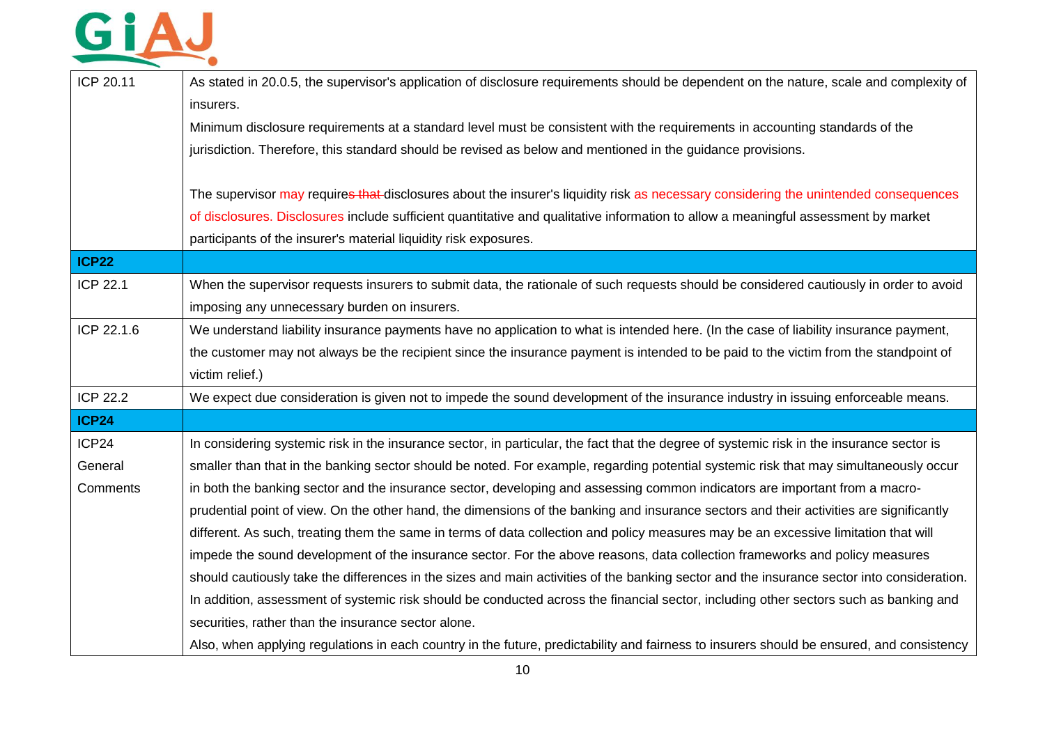| | |
|---|---|
| ICP 20.11 | As stated in 20.0.5, the supervisor's application of disclosure requirements should be dependent on the nature, scale and complexity of insurers.<br>Minimum disclosure requirements at a standard level must be consistent with the requirements in accounting standards of the jurisdiction. Therefore, this standard should be revised as below and mentioned in the guidance provisions.<br><br>The supervisor may requires ~~s that~~ disclosures about the insurer's liquidity risk as necessary considering the unintended consequences of disclosures. Disclosures include sufficient quantitative and qualitative information to allow a meaningful assessment by market participants of the insurer's material liquidity risk exposures. |
| **ICP22** | |
| ICP 22.1 | When the supervisor requests insurers to submit data, the rationale of such requests should be considered cautiously in order to avoid imposing any unnecessary burden on insurers. |
| ICP 22.1.6 | We understand liability insurance payments have no application to what is intended here. (In the case of liability insurance payment, the customer may not always be the recipient since the insurance payment is intended to be paid to the victim from the standpoint of victim relief.) |
| ICP 22.2 | We expect due consideration is given not to impede the sound development of the insurance industry in issuing enforceable means. |
| **ICP24** | |
| ICP24 General Comments | In considering systemic risk in the insurance sector, in particular, the fact that the degree of systemic risk in the insurance sector is smaller than that in the banking sector should be noted. For example, regarding potential systemic risk that may simultaneously occur in both the banking sector and the insurance sector, developing and assessing common indicators are important from a macro-prudential point of view. On the other hand, the dimensions of the banking and insurance sectors and their activities are significantly different. As such, treating them the same in terms of data collection and policy measures may be an excessive limitation that will impede the sound development of the insurance sector. For the above reasons, data collection frameworks and policy measures should cautiously take the differences in the sizes and main activities of the banking sector and the insurance sector into consideration. In addition, assessment of systemic risk should be conducted across the financial sector, including other sectors such as banking and securities, rather than the insurance sector alone.<br>Also, when applying regulations in each country in the future, predictability and fairness to insurers should be ensured, and consistency |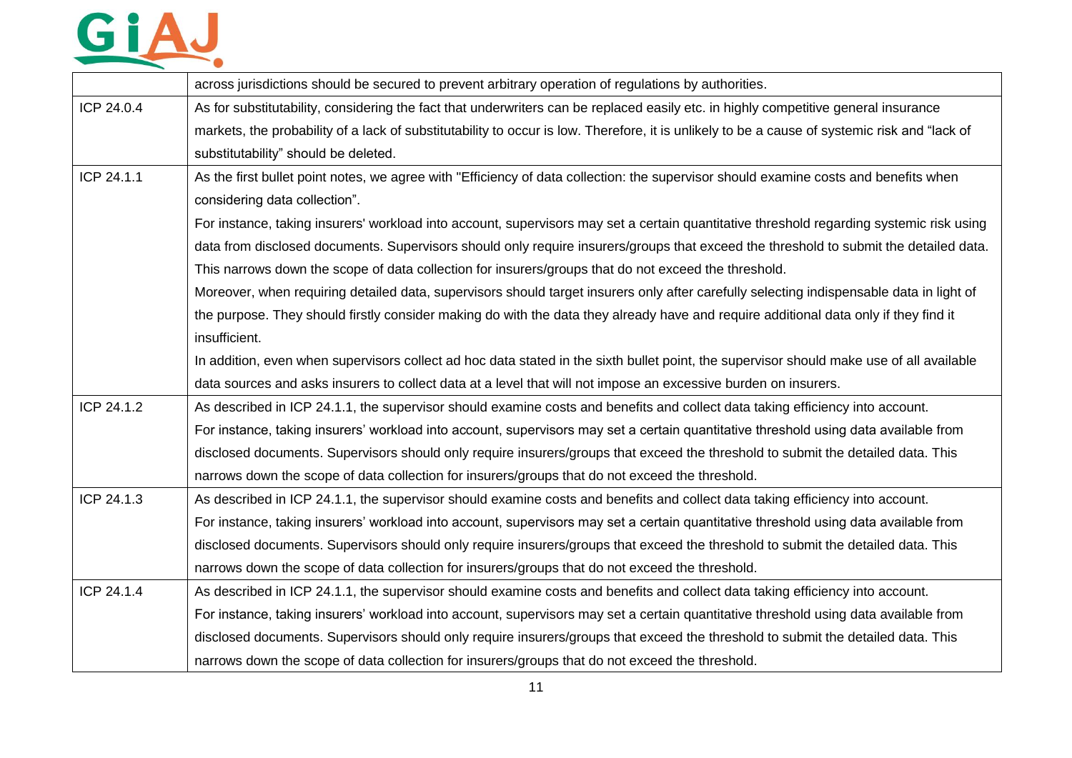| | |
|---|---|
| | across jurisdictions should be secured to prevent arbitrary operation of regulations by authorities. |
| ICP 24.0.4 | As for substitutability, considering the fact that underwriters can be replaced easily etc. in highly competitive general insurance markets, the probability of a lack of substitutability to occur is low. Therefore, it is unlikely to be a cause of systemic risk and "lack of substitutability" should be deleted. |
| ICP 24.1.1 | As the first bullet point notes, we agree with "Efficiency of data collection: the supervisor should examine costs and benefits when considering data collection".<br>For instance, taking insurers' workload into account, supervisors may set a certain quantitative threshold regarding systemic risk using data from disclosed documents. Supervisors should only require insurers/groups that exceed the threshold to submit the detailed data. This narrows down the scope of data collection for insurers/groups that do not exceed the threshold.<br>Moreover, when requiring detailed data, supervisors should target insurers only after carefully selecting indispensable data in light of the purpose. They should firstly consider making do with the data they already have and require additional data only if they find it insufficient.<br>In addition, even when supervisors collect ad hoc data stated in the sixth bullet point, the supervisor should make use of all available data sources and asks insurers to collect data at a level that will not impose an excessive burden on insurers. |
| ICP 24.1.2 | As described in ICP 24.1.1, the supervisor should examine costs and benefits and collect data taking efficiency into account.<br>For instance, taking insurers' workload into account, supervisors may set a certain quantitative threshold using data available from disclosed documents. Supervisors should only require insurers/groups that exceed the threshold to submit the detailed data. This narrows down the scope of data collection for insurers/groups that do not exceed the threshold. |
| ICP 24.1.3 | As described in ICP 24.1.1, the supervisor should examine costs and benefits and collect data taking efficiency into account.<br>For instance, taking insurers' workload into account, supervisors may set a certain quantitative threshold using data available from disclosed documents. Supervisors should only require insurers/groups that exceed the threshold to submit the detailed data. This narrows down the scope of data collection for insurers/groups that do not exceed the threshold. |
| ICP 24.1.4 | As described in ICP 24.1.1, the supervisor should examine costs and benefits and collect data taking efficiency into account.<br>For instance, taking insurers' workload into account, supervisors may set a certain quantitative threshold using data available from disclosed documents. Supervisors should only require insurers/groups that exceed the threshold to submit the detailed data. This narrows down the scope of data collection for insurers/groups that do not exceed the threshold. |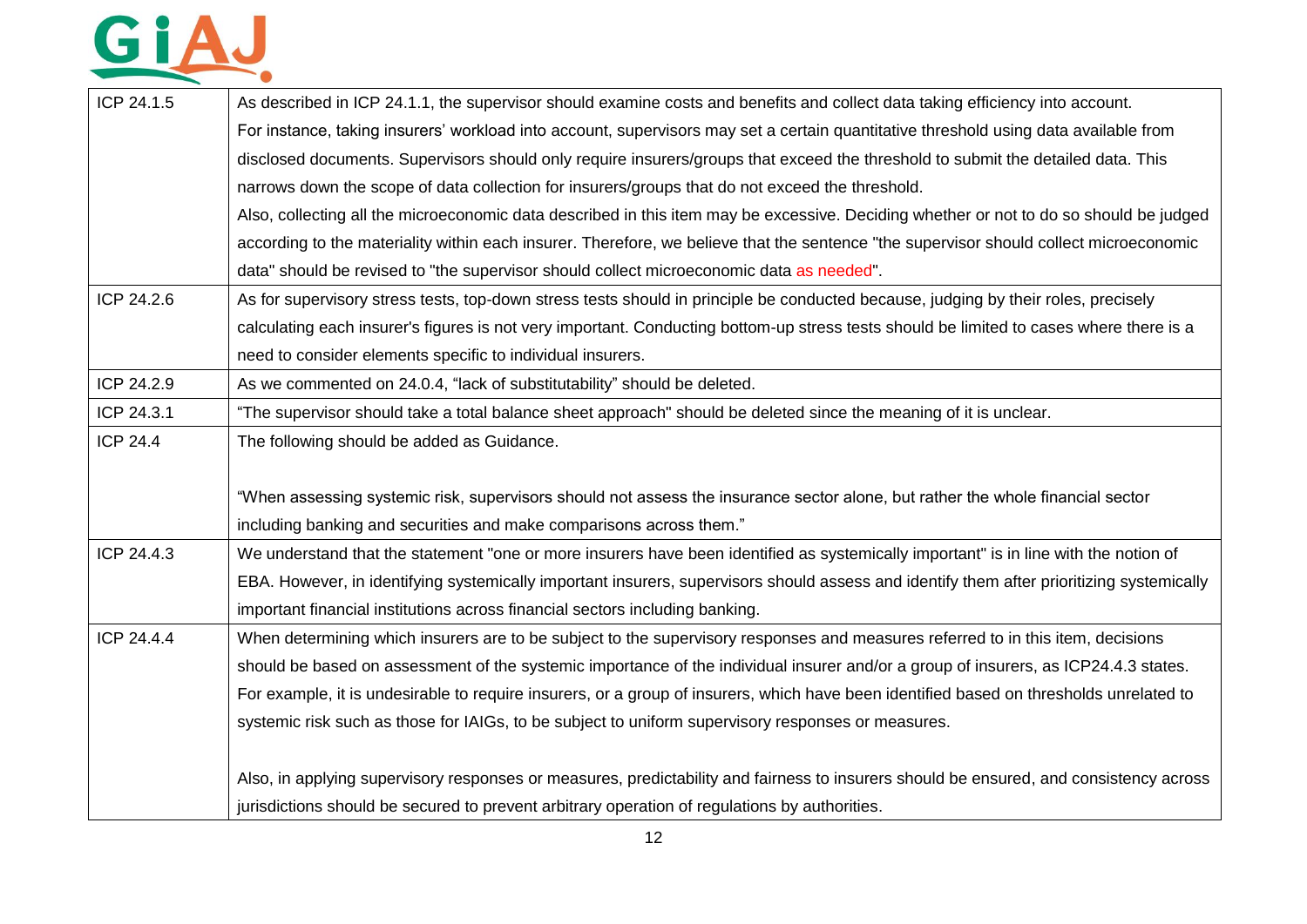| | |
|---|---|
| ICP 24.1.5 | As described in ICP 24.1.1, the supervisor should examine costs and benefits and collect data taking efficiency into account. For instance, taking insurers' workload into account, supervisors may set a certain quantitative threshold using data available from disclosed documents. Supervisors should only require insurers/groups that exceed the threshold to submit the detailed data. This narrows down the scope of data collection for insurers/groups that do not exceed the threshold. Also, collecting all the microeconomic data described in this item may be excessive. Deciding whether or not to do so should be judged according to the materiality within each insurer. Therefore, we believe that the sentence "the supervisor should collect microeconomic data" should be revised to "the supervisor should collect microeconomic data as needed". |
| ICP 24.2.6 | As for supervisory stress tests, top-down stress tests should in principle be conducted because, judging by their roles, precisely calculating each insurer's figures is not very important. Conducting bottom-up stress tests should be limited to cases where there is a need to consider elements specific to individual insurers. |
| ICP 24.2.9 | As we commented on 24.0.4, "lack of substitutability" should be deleted. |
| ICP 24.3.1 | "The supervisor should take a total balance sheet approach" should be deleted since the meaning of it is unclear. |
| ICP 24.4 | The following should be added as Guidance.<br><br>"When assessing systemic risk, supervisors should not assess the insurance sector alone, but rather the whole financial sector including banking and securities and make comparisons across them." |
| ICP 24.4.3 | We understand that the statement "one or more insurers have been identified as systemically important" is in line with the notion of EBA. However, in identifying systemically important insurers, supervisors should assess and identify them after prioritizing systemically important financial institutions across financial sectors including banking. |
| ICP 24.4.4 | When determining which insurers are to be subject to the supervisory responses and measures referred to in this item, decisions should be based on assessment of the systemic importance of the individual insurer and/or a group of insurers, as ICP24.4.3 states. For example, it is undesirable to require insurers, or a group of insurers, which have been identified based on thresholds unrelated to systemic risk such as those for IAIGs, to be subject to uniform supervisory responses or measures.<br><br>Also, in applying supervisory responses or measures, predictability and fairness to insurers should be ensured, and consistency across jurisdictions should be secured to prevent arbitrary operation of regulations by authorities. |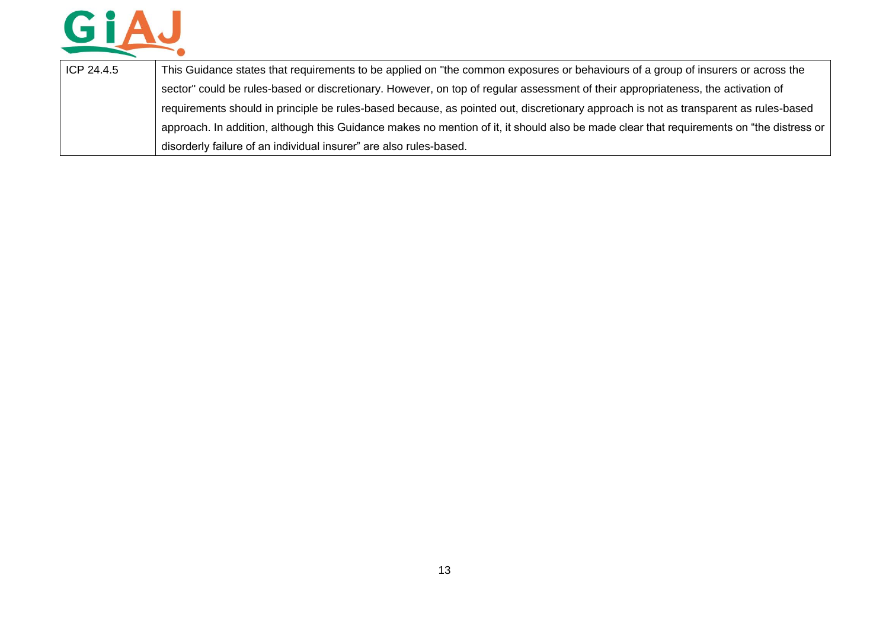| | |
|---|---|
| ICP 24.4.5 | This Guidance states that requirements to be applied on "the common exposures or behaviours of a group of insurers or across the sector" could be rules-based or discretionary. However, on top of regular assessment of their appropriateness, the activation of requirements should in principle be rules-based because, as pointed out, discretionary approach is not as transparent as rules-based approach. In addition, although this Guidance makes no mention of it, it should also be made clear that requirements on “the distress or disorderly failure of an individual insurer” are also rules-based. |